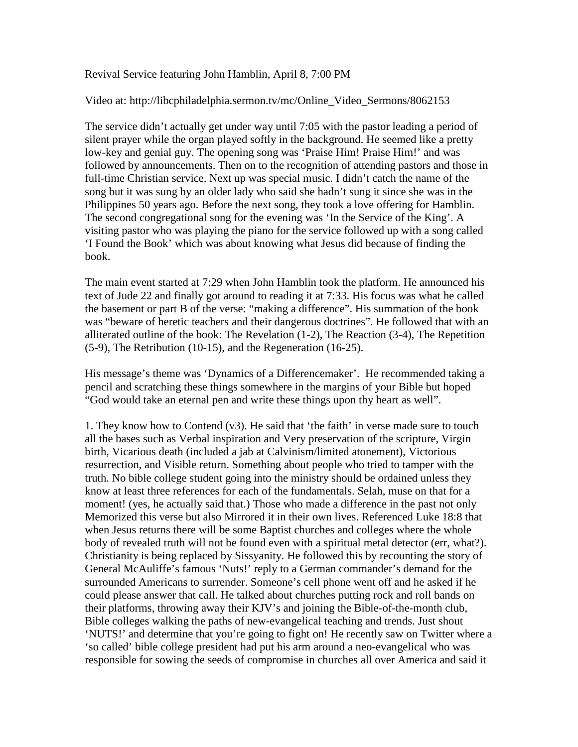Revival Service featuring John Hamblin, April 8, 7:00 PM

Video at: http://libcphiladelphia.sermon.tv/mc/Online_Video_Sermons/8062153

The service didn't actually get under way until 7:05 with the pastor leading a period of silent prayer while the organ played softly in the background. He seemed like a pretty low-key and genial guy. The opening song was 'Praise Him! Praise Him!' and was followed by announcements. Then on to the recognition of attending pastors and those in full-time Christian service. Next up was special music. I didn't catch the name of the song but it was sung by an older lady who said she hadn't sung it since she was in the Philippines 50 years ago. Before the next song, they took a love offering for Hamblin. The second congregational song for the evening was 'In the Service of the King'. A visiting pastor who was playing the piano for the service followed up with a song called 'I Found the Book' which was about knowing what Jesus did because of finding the book.

The main event started at 7:29 when John Hamblin took the platform. He announced his text of Jude 22 and finally got around to reading it at 7:33. His focus was what he called the basement or part B of the verse: "making a difference". His summation of the book was "beware of heretic teachers and their dangerous doctrines". He followed that with an alliterated outline of the book: The Revelation (1-2), The Reaction (3-4), The Repetition (5-9), The Retribution (10-15), and the Regeneration (16-25).

His message's theme was 'Dynamics of a Differencemaker'. He recommended taking a pencil and scratching these things somewhere in the margins of your Bible but hoped "God would take an eternal pen and write these things upon thy heart as well".

1. They know how to Contend (v3). He said that 'the faith' in verse made sure to touch all the bases such as Verbal inspiration and Very preservation of the scripture, Virgin birth, Vicarious death (included a jab at Calvinism/limited atonement), Victorious resurrection, and Visible return. Something about people who tried to tamper with the truth. No bible college student going into the ministry should be ordained unless they know at least three references for each of the fundamentals. Selah, muse on that for a moment! (yes, he actually said that.) Those who made a difference in the past not only Memorized this verse but also Mirrored it in their own lives. Referenced Luke 18:8 that when Jesus returns there will be some Baptist churches and colleges where the whole body of revealed truth will not be found even with a spiritual metal detector (err, what?). Christianity is being replaced by Sissyanity. He followed this by recounting the story of General McAuliffe's famous 'Nuts!' reply to a German commander's demand for the surrounded Americans to surrender. Someone's cell phone went off and he asked if he could please answer that call. He talked about churches putting rock and roll bands on their platforms, throwing away their KJV's and joining the Bible-of-the-month club, Bible colleges walking the paths of new-evangelical teaching and trends. Just shout 'NUTS!' and determine that you're going to fight on! He recently saw on Twitter where a 'so called' bible college president had put his arm around a neo-evangelical who was responsible for sowing the seeds of compromise in churches all over America and said it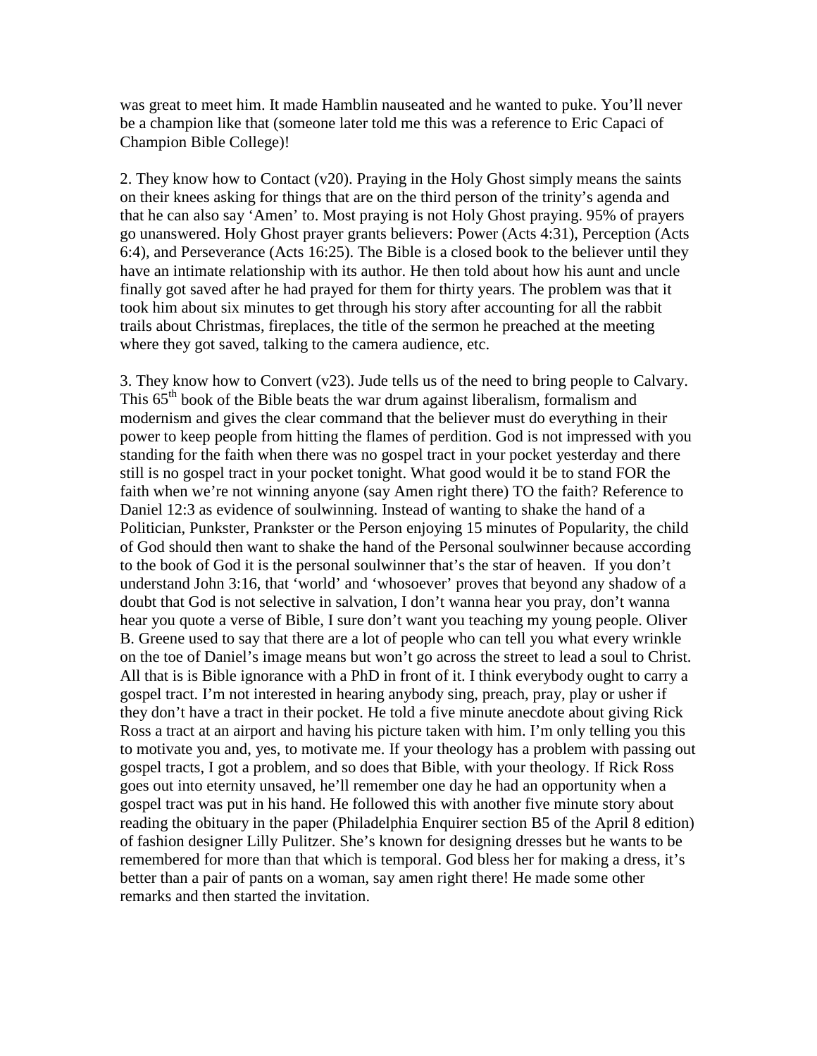was great to meet him. It made Hamblin nauseated and he wanted to puke. You'll never be a champion like that (someone later told me this was a reference to Eric Capaci of Champion Bible College)!

2. They know how to Contact (v20). Praying in the Holy Ghost simply means the saints on their knees asking for things that are on the third person of the trinity's agenda and that he can also say 'Amen' to. Most praying is not Holy Ghost praying. 95% of prayers go unanswered. Holy Ghost prayer grants believers: Power (Acts 4:31), Perception (Acts 6:4), and Perseverance (Acts 16:25). The Bible is a closed book to the believer until they have an intimate relationship with its author. He then told about how his aunt and uncle finally got saved after he had prayed for them for thirty years. The problem was that it took him about six minutes to get through his story after accounting for all the rabbit trails about Christmas, fireplaces, the title of the sermon he preached at the meeting where they got saved, talking to the camera audience, etc.

3. They know how to Convert (v23). Jude tells us of the need to bring people to Calvary. This 65th book of the Bible beats the war drum against liberalism, formalism and modernism and gives the clear command that the believer must do everything in their power to keep people from hitting the flames of perdition. God is not impressed with you standing for the faith when there was no gospel tract in your pocket yesterday and there still is no gospel tract in your pocket tonight. What good would it be to stand FOR the faith when we're not winning anyone (say Amen right there) TO the faith? Reference to Daniel 12:3 as evidence of soulwinning. Instead of wanting to shake the hand of a Politician, Punkster, Prankster or the Person enjoying 15 minutes of Popularity, the child of God should then want to shake the hand of the Personal soulwinner because according to the book of God it is the personal soulwinner that's the star of heaven. If you don't understand John 3:16, that 'world' and 'whosoever' proves that beyond any shadow of a doubt that God is not selective in salvation, I don't wanna hear you pray, don't wanna hear you quote a verse of Bible, I sure don't want you teaching my young people. Oliver B. Greene used to say that there are a lot of people who can tell you what every wrinkle on the toe of Daniel's image means but won't go across the street to lead a soul to Christ. All that is is Bible ignorance with a PhD in front of it. I think everybody ought to carry a gospel tract. I'm not interested in hearing anybody sing, preach, pray, play or usher if they don't have a tract in their pocket. He told a five minute anecdote about giving Rick Ross a tract at an airport and having his picture taken with him. I'm only telling you this to motivate you and, yes, to motivate me. If your theology has a problem with passing out gospel tracts, I got a problem, and so does that Bible, with your theology. If Rick Ross goes out into eternity unsaved, he'll remember one day he had an opportunity when a gospel tract was put in his hand. He followed this with another five minute story about reading the obituary in the paper (Philadelphia Enquirer section B5 of the April 8 edition) of fashion designer Lilly Pulitzer. She's known for designing dresses but he wants to be remembered for more than that which is temporal. God bless her for making a dress, it's better than a pair of pants on a woman, say amen right there! He made some other remarks and then started the invitation.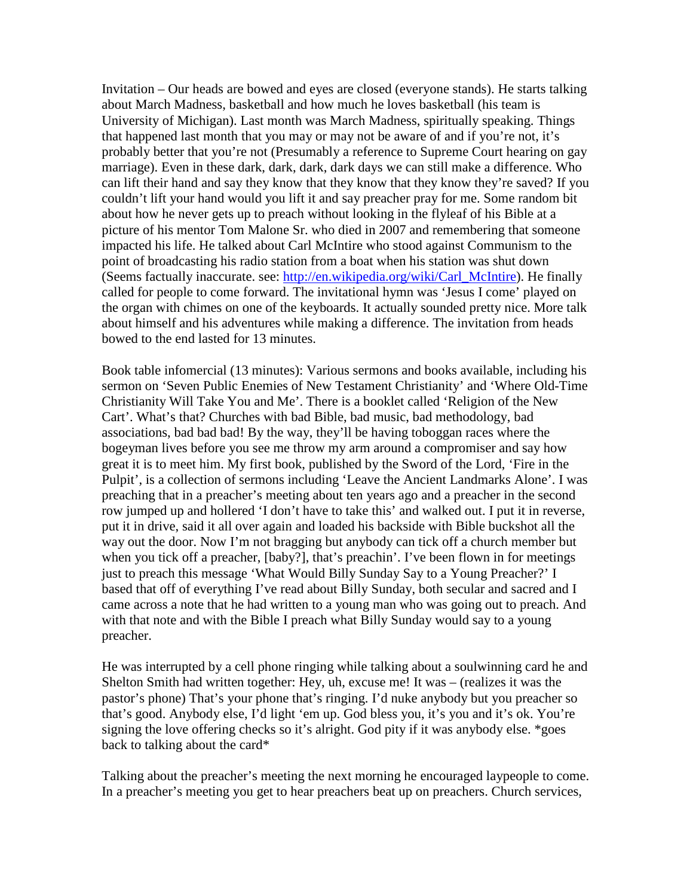Invitation – Our heads are bowed and eyes are closed (everyone stands). He starts talking about March Madness, basketball and how much he loves basketball (his team is University of Michigan). Last month was March Madness, spiritually speaking. Things that happened last month that you may or may not be aware of and if you're not, it's probably better that you're not (Presumably a reference to Supreme Court hearing on gay marriage). Even in these dark, dark, dark, dark days we can still make a difference. Who can lift their hand and say they know that they know that they know they're saved? If you couldn't lift your hand would you lift it and say preacher pray for me. Some random bit about how he never gets up to preach without looking in the flyleaf of his Bible at a picture of his mentor Tom Malone Sr. who died in 2007 and remembering that someone impacted his life. He talked about Carl McIntire who stood against Communism to the point of broadcasting his radio station from a boat when his station was shut down (Seems factually inaccurate. see: http://en.wikipedia.org/wiki/Carl_McIntire). He finally called for people to come forward. The invitational hymn was 'Jesus I come' played on the organ with chimes on one of the keyboards. It actually sounded pretty nice. More talk about himself and his adventures while making a difference. The invitation from heads bowed to the end lasted for 13 minutes.

Book table infomercial (13 minutes): Various sermons and books available, including his sermon on 'Seven Public Enemies of New Testament Christianity' and 'Where Old-Time Christianity Will Take You and Me'. There is a booklet called 'Religion of the New Cart'. What's that? Churches with bad Bible, bad music, bad methodology, bad associations, bad bad bad! By the way, they'll be having toboggan races where the bogeyman lives before you see me throw my arm around a compromiser and say how great it is to meet him. My first book, published by the Sword of the Lord, 'Fire in the Pulpit', is a collection of sermons including 'Leave the Ancient Landmarks Alone'. I was preaching that in a preacher's meeting about ten years ago and a preacher in the second row jumped up and hollered 'I don't have to take this' and walked out. I put it in reverse, put it in drive, said it all over again and loaded his backside with Bible buckshot all the way out the door. Now I'm not bragging but anybody can tick off a church member but when you tick off a preacher, [baby?], that's preachin'. I've been flown in for meetings just to preach this message 'What Would Billy Sunday Say to a Young Preacher?' I based that off of everything I've read about Billy Sunday, both secular and sacred and I came across a note that he had written to a young man who was going out to preach. And with that note and with the Bible I preach what Billy Sunday would say to a young preacher.

He was interrupted by a cell phone ringing while talking about a soulwinning card he and Shelton Smith had written together: Hey, uh, excuse me! It was – (realizes it was the pastor's phone) That's your phone that's ringing. I'd nuke anybody but you preacher so that's good. Anybody else, I'd light 'em up. God bless you, it's you and it's ok. You're signing the love offering checks so it's alright. God pity if it was anybody else. *goes back to talking about the card*

Talking about the preacher's meeting the next morning he encouraged laypeople to come. In a preacher's meeting you get to hear preachers beat up on preachers. Church services,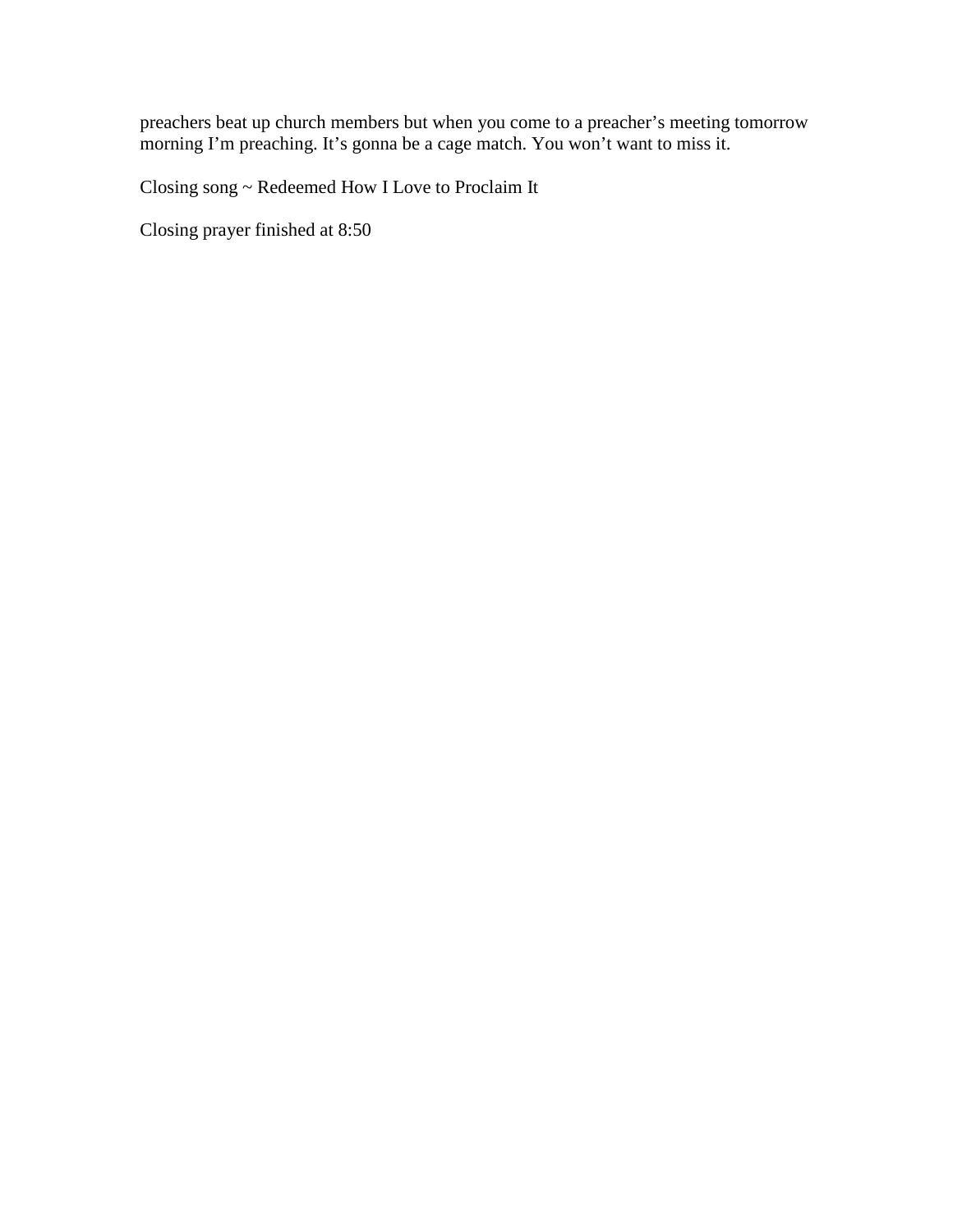preachers beat up church members but when you come to a preacher's meeting tomorrow morning I'm preaching. It's gonna be a cage match. You won't want to miss it.

Closing song ~ Redeemed How I Love to Proclaim It

Closing prayer finished at 8:50